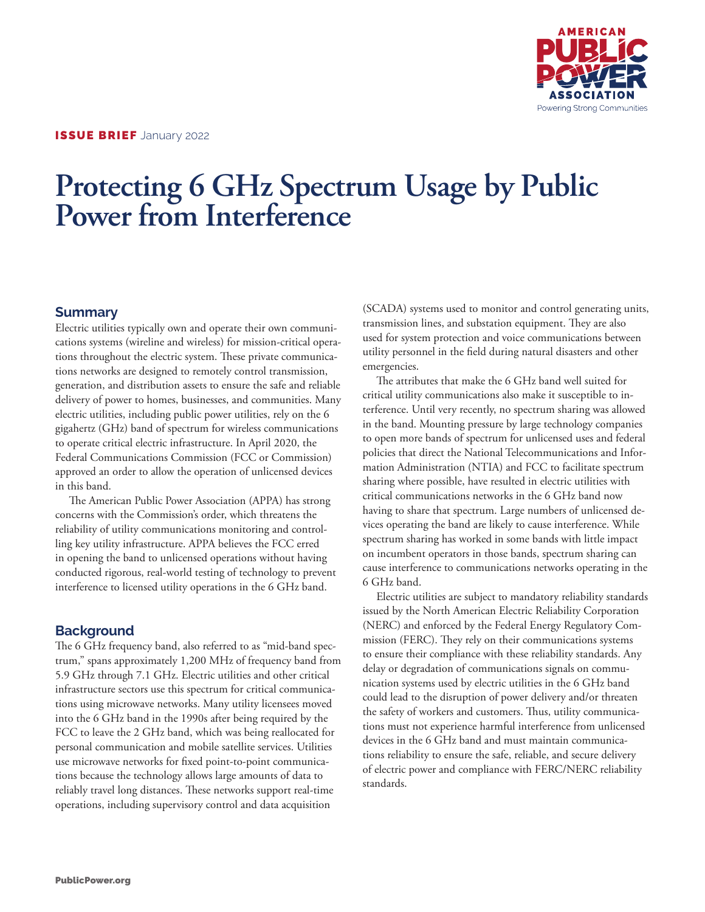AMERICAN PUBLIC POWER ASSOCIATION
Powering Strong Communities

**ISSUE BRIEF** January 2022

# Protecting 6 GHz Spectrum Usage by Public Power from Interference

## Summary

Electric utilities typically own and operate their own communications systems (wireline and wireless) for mission-critical operations throughout the electric system. These private communications networks are designed to remotely control transmission, generation, and distribution assets to ensure the safe and reliable delivery of power to homes, businesses, and communities. Many electric utilities, including public power utilities, rely on the 6 gigahertz (GHz) band of spectrum for wireless communications to operate critical electric infrastructure. In April 2020, the Federal Communications Commission (FCC or Commission) approved an order to allow the operation of unlicensed devices in this band.

The American Public Power Association (APPA) has strong concerns with the Commission's order, which threatens the reliability of utility communications monitoring and controlling key utility infrastructure. APPA believes the FCC erred in opening the band to unlicensed operations without having conducted rigorous, real-world testing of technology to prevent interference to licensed utility operations in the 6 GHz band.

## Background

The 6 GHz frequency band, also referred to as "mid-band spectrum," spans approximately 1,200 MHz of frequency band from 5.9 GHz through 7.1 GHz. Electric utilities and other critical infrastructure sectors use this spectrum for critical communications using microwave networks. Many utility licensees moved into the 6 GHz band in the 1990s after being required by the FCC to leave the 2 GHz band, which was being reallocated for personal communication and mobile satellite services. Utilities use microwave networks for fixed point-to-point communications because the technology allows large amounts of data to reliably travel long distances. These networks support real-time operations, including supervisory control and data acquisition (SCADA) systems used to monitor and control generating units, transmission lines, and substation equipment. They are also used for system protection and voice communications between utility personnel in the field during natural disasters and other emergencies.

The attributes that make the 6 GHz band well suited for critical utility communications also make it susceptible to interference. Until very recently, no spectrum sharing was allowed in the band. Mounting pressure by large technology companies to open more bands of spectrum for unlicensed uses and federal policies that direct the National Telecommunications and Information Administration (NTIA) and FCC to facilitate spectrum sharing where possible, have resulted in electric utilities with critical communications networks in the 6 GHz band now having to share that spectrum. Large numbers of unlicensed devices operating the band are likely to cause interference. While spectrum sharing has worked in some bands with little impact on incumbent operators in those bands, spectrum sharing can cause interference to communications networks operating in the 6 GHz band.

Electric utilities are subject to mandatory reliability standards issued by the North American Electric Reliability Corporation (NERC) and enforced by the Federal Energy Regulatory Commission (FERC). They rely on their communications systems to ensure their compliance with these reliability standards. Any delay or degradation of communications signals on communication systems used by electric utilities in the 6 GHz band could lead to the disruption of power delivery and/or threaten the safety of workers and customers. Thus, utility communications must not experience harmful interference from unlicensed devices in the 6 GHz band and must maintain communications reliability to ensure the safe, reliable, and secure delivery of electric power and compliance with FERC/NERC reliability standards.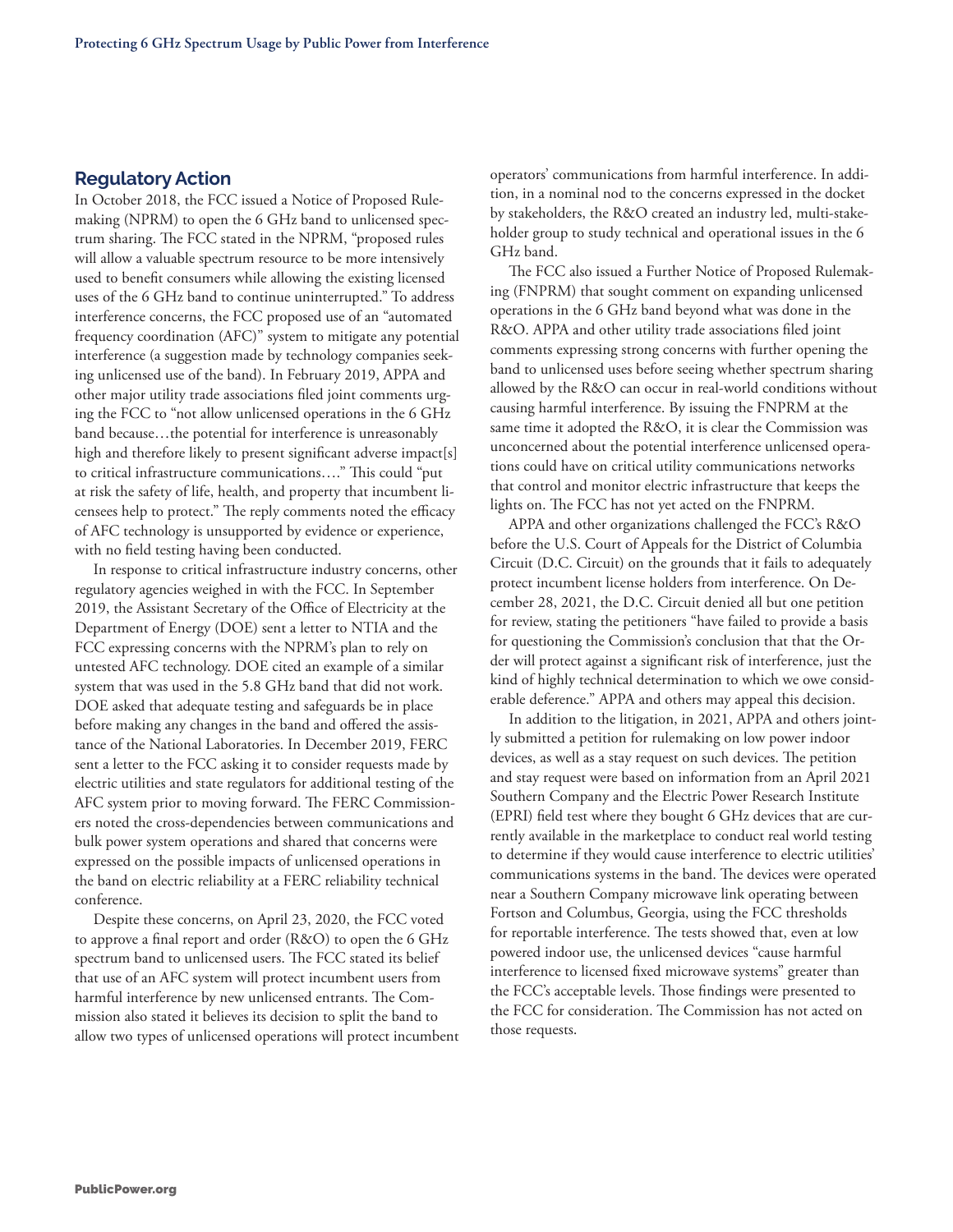## Regulatory Action

In October 2018, the FCC issued a Notice of Proposed Rulemaking (NPRM) to open the 6 GHz band to unlicensed spectrum sharing. The FCC stated in the NPRM, "proposed rules will allow a valuable spectrum resource to be more intensively used to benefit consumers while allowing the existing licensed uses of the 6 GHz band to continue uninterrupted." To address interference concerns, the FCC proposed use of an "automated frequency coordination (AFC)" system to mitigate any potential interference (a suggestion made by technology companies seeking unlicensed use of the band). In February 2019, APPA and other major utility trade associations filed joint comments urging the FCC to "not allow unlicensed operations in the 6 GHz band because…the potential for interference is unreasonably high and therefore likely to present significant adverse impact[s] to critical infrastructure communications…." This could "put at risk the safety of life, health, and property that incumbent licensees help to protect." The reply comments noted the efficacy of AFC technology is unsupported by evidence or experience, with no field testing having been conducted.

In response to critical infrastructure industry concerns, other regulatory agencies weighed in with the FCC. In September 2019, the Assistant Secretary of the Office of Electricity at the Department of Energy (DOE) sent a letter to NTIA and the FCC expressing concerns with the NPRM's plan to rely on untested AFC technology. DOE cited an example of a similar system that was used in the 5.8 GHz band that did not work. DOE asked that adequate testing and safeguards be in place before making any changes in the band and offered the assistance of the National Laboratories. In December 2019, FERC sent a letter to the FCC asking it to consider requests made by electric utilities and state regulators for additional testing of the AFC system prior to moving forward. The FERC Commissioners noted the cross-dependencies between communications and bulk power system operations and shared that concerns were expressed on the possible impacts of unlicensed operations in the band on electric reliability at a FERC reliability technical conference.

Despite these concerns, on April 23, 2020, the FCC voted to approve a final report and order (R&O) to open the 6 GHz spectrum band to unlicensed users. The FCC stated its belief that use of an AFC system will protect incumbent users from harmful interference by new unlicensed entrants. The Commission also stated it believes its decision to split the band to allow two types of unlicensed operations will protect incumbent operators' communications from harmful interference. In addition, in a nominal nod to the concerns expressed in the docket by stakeholders, the R&O created an industry led, multi-stakeholder group to study technical and operational issues in the 6 GHz band.

The FCC also issued a Further Notice of Proposed Rulemaking (FNPRM) that sought comment on expanding unlicensed operations in the 6 GHz band beyond what was done in the R&O. APPA and other utility trade associations filed joint comments expressing strong concerns with further opening the band to unlicensed uses before seeing whether spectrum sharing allowed by the R&O can occur in real-world conditions without causing harmful interference. By issuing the FNPRM at the same time it adopted the R&O, it is clear the Commission was unconcerned about the potential interference unlicensed operations could have on critical utility communications networks that control and monitor electric infrastructure that keeps the lights on. The FCC has not yet acted on the FNPRM.

APPA and other organizations challenged the FCC's R&O before the U.S. Court of Appeals for the District of Columbia Circuit (D.C. Circuit) on the grounds that it fails to adequately protect incumbent license holders from interference. On December 28, 2021, the D.C. Circuit denied all but one petition for review, stating the petitioners "have failed to provide a basis for questioning the Commission's conclusion that that the Order will protect against a significant risk of interference, just the kind of highly technical determination to which we owe considerable deference." APPA and others may appeal this decision.

In addition to the litigation, in 2021, APPA and others jointly submitted a petition for rulemaking on low power indoor devices, as well as a stay request on such devices. The petition and stay request were based on information from an April 2021 Southern Company and the Electric Power Research Institute (EPRI) field test where they bought 6 GHz devices that are currently available in the marketplace to conduct real world testing to determine if they would cause interference to electric utilities' communications systems in the band. The devices were operated near a Southern Company microwave link operating between Fortson and Columbus, Georgia, using the FCC thresholds for reportable interference. The tests showed that, even at low powered indoor use, the unlicensed devices "cause harmful interference to licensed fixed microwave systems" greater than the FCC's acceptable levels. Those findings were presented to the FCC for consideration. The Commission has not acted on those requests.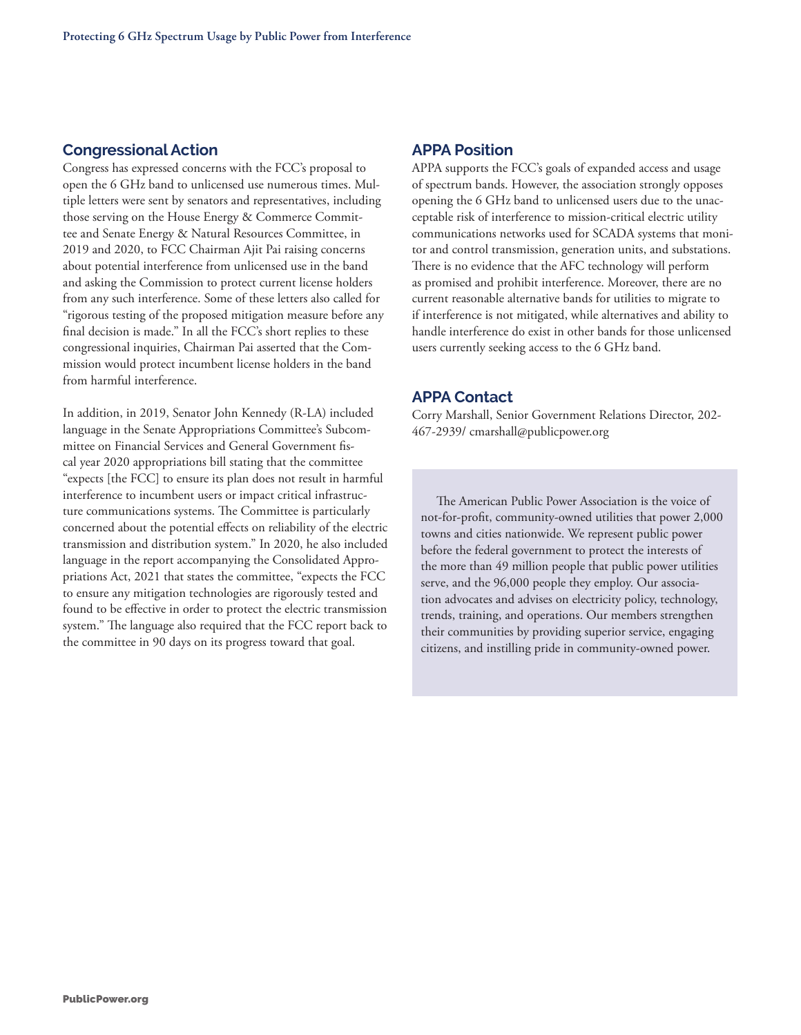## Congressional Action

Congress has expressed concerns with the FCC's proposal to open the 6 GHz band to unlicensed use numerous times. Multiple letters were sent by senators and representatives, including those serving on the House Energy & Commerce Committee and Senate Energy & Natural Resources Committee, in 2019 and 2020, to FCC Chairman Ajit Pai raising concerns about potential interference from unlicensed use in the band and asking the Commission to protect current license holders from any such interference. Some of these letters also called for "rigorous testing of the proposed mitigation measure before any final decision is made." In all the FCC's short replies to these congressional inquiries, Chairman Pai asserted that the Commission would protect incumbent license holders in the band from harmful interference.

In addition, in 2019, Senator John Kennedy (R-LA) included language in the Senate Appropriations Committee's Subcommittee on Financial Services and General Government fiscal year 2020 appropriations bill stating that the committee "expects [the FCC] to ensure its plan does not result in harmful interference to incumbent users or impact critical infrastructure communications systems. The Committee is particularly concerned about the potential effects on reliability of the electric transmission and distribution system." In 2020, he also included language in the report accompanying the Consolidated Appropriations Act, 2021 that states the committee, "expects the FCC to ensure any mitigation technologies are rigorously tested and found to be effective in order to protect the electric transmission system." The language also required that the FCC report back to the committee in 90 days on its progress toward that goal.

## APPA Position

APPA supports the FCC's goals of expanded access and usage of spectrum bands. However, the association strongly opposes opening the 6 GHz band to unlicensed users due to the unacceptable risk of interference to mission-critical electric utility communications networks used for SCADA systems that monitor and control transmission, generation units, and substations. There is no evidence that the AFC technology will perform as promised and prohibit interference. Moreover, there are no current reasonable alternative bands for utilities to migrate to if interference is not mitigated, while alternatives and ability to handle interference do exist in other bands for those unlicensed users currently seeking access to the 6 GHz band.

## APPA Contact

Corry Marshall, Senior Government Relations Director, 202-467-2939/ cmarshall@publicpower.org

The American Public Power Association is the voice of not-for-profit, community-owned utilities that power 2,000 towns and cities nationwide. We represent public power before the federal government to protect the interests of the more than 49 million people that public power utilities serve, and the 96,000 people they employ. Our association advocates and advises on electricity policy, technology, trends, training, and operations. Our members strengthen their communities by providing superior service, engaging citizens, and instilling pride in community-owned power.